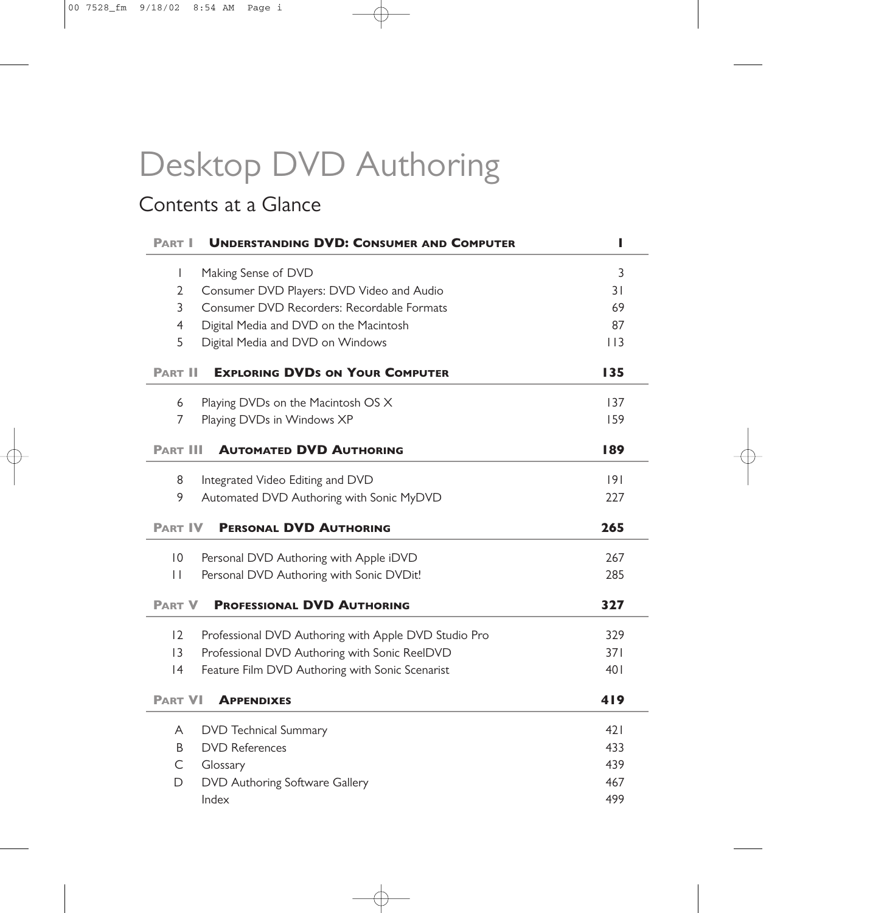# Desktop DVD Authoring

## Contents at a Glance

| | | |
|---|---|---|
| **PART I** | **UNDERSTANDING DVD: CONSUMER AND COMPUTER** | **1** |
| 1 | Making Sense of DVD | 3 |
| 2 | Consumer DVD Players: DVD Video and Audio | 31 |
| 3 | Consumer DVD Recorders: Recordable Formats | 69 |
| 4 | Digital Media and DVD on the Macintosh | 87 |
| 5 | Digital Media and DVD on Windows | 113 |
| **PART II** | **EXPLORING DVDS ON YOUR COMPUTER** | **135** |
| 6 | Playing DVDs on the Macintosh OS X | 137 |
| 7 | Playing DVDs in Windows XP | 159 |
| **PART III** | **AUTOMATED DVD AUTHORING** | **189** |
| 8 | Integrated Video Editing and DVD | 191 |
| 9 | Automated DVD Authoring with Sonic MyDVD | 227 |
| **PART IV** | **PERSONAL DVD AUTHORING** | **265** |
| 10 | Personal DVD Authoring with Apple iDVD | 267 |
| 11 | Personal DVD Authoring with Sonic DVDit! | 285 |
| **PART V** | **PROFESSIONAL DVD AUTHORING** | **327** |
| 12 | Professional DVD Authoring with Apple DVD Studio Pro | 329 |
| 13 | Professional DVD Authoring with Sonic ReelDVD | 371 |
| 14 | Feature Film DVD Authoring with Sonic Scenarist | 401 |
| **PART VI** | **APPENDIXES** | **419** |
| A | DVD Technical Summary | 421 |
| B | DVD References | 433 |
| C | Glossary | 439 |
| D | DVD Authoring Software Gallery | 467 |
| | Index | 499 |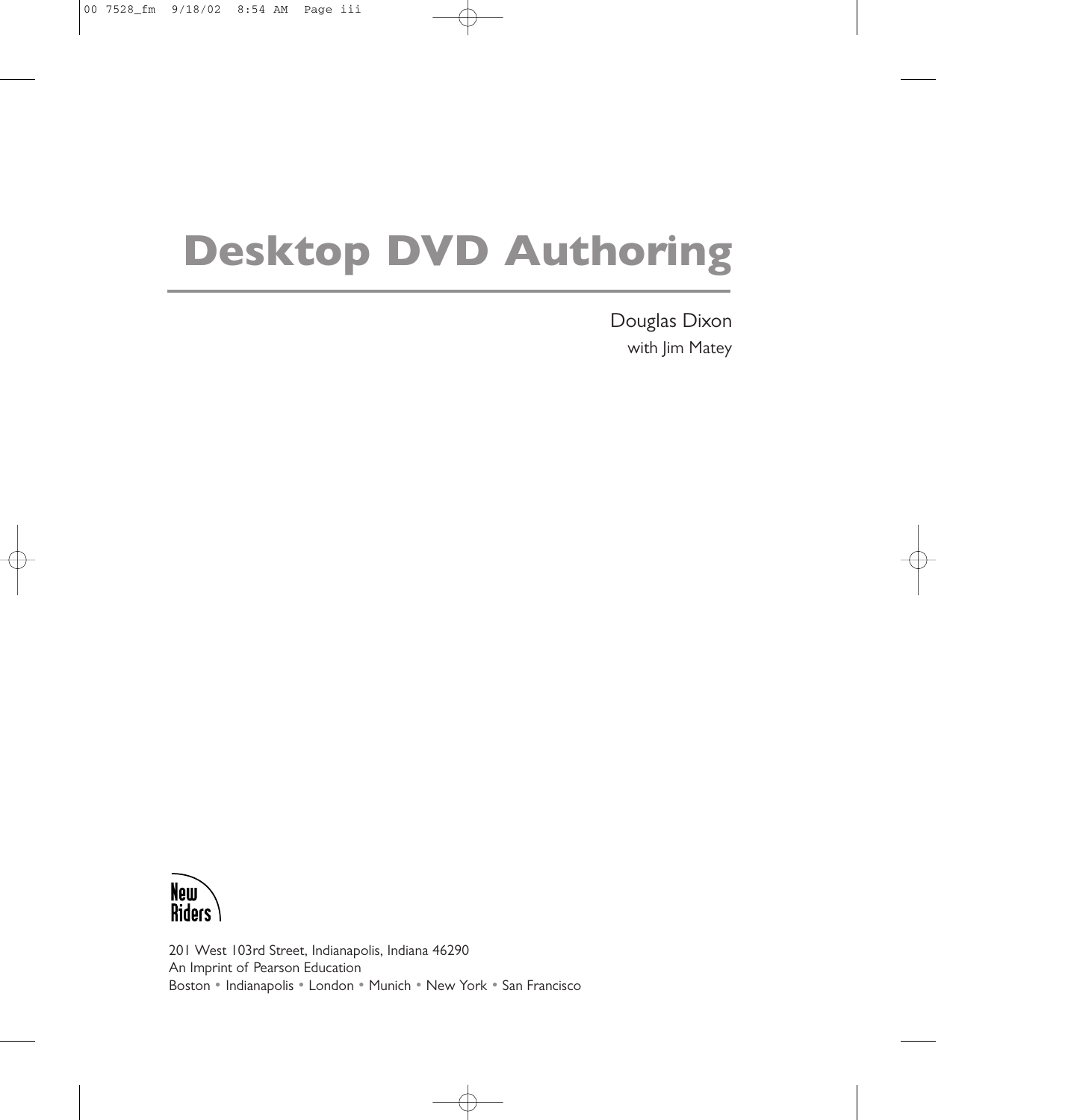# Desktop DVD Authoring

Douglas Dixon
with Jim Matey

New Riders

201 West 103rd Street, Indianapolis, Indiana 46290
An Imprint of Pearson Education
Boston • Indianapolis • London • Munich • New York • San Francisco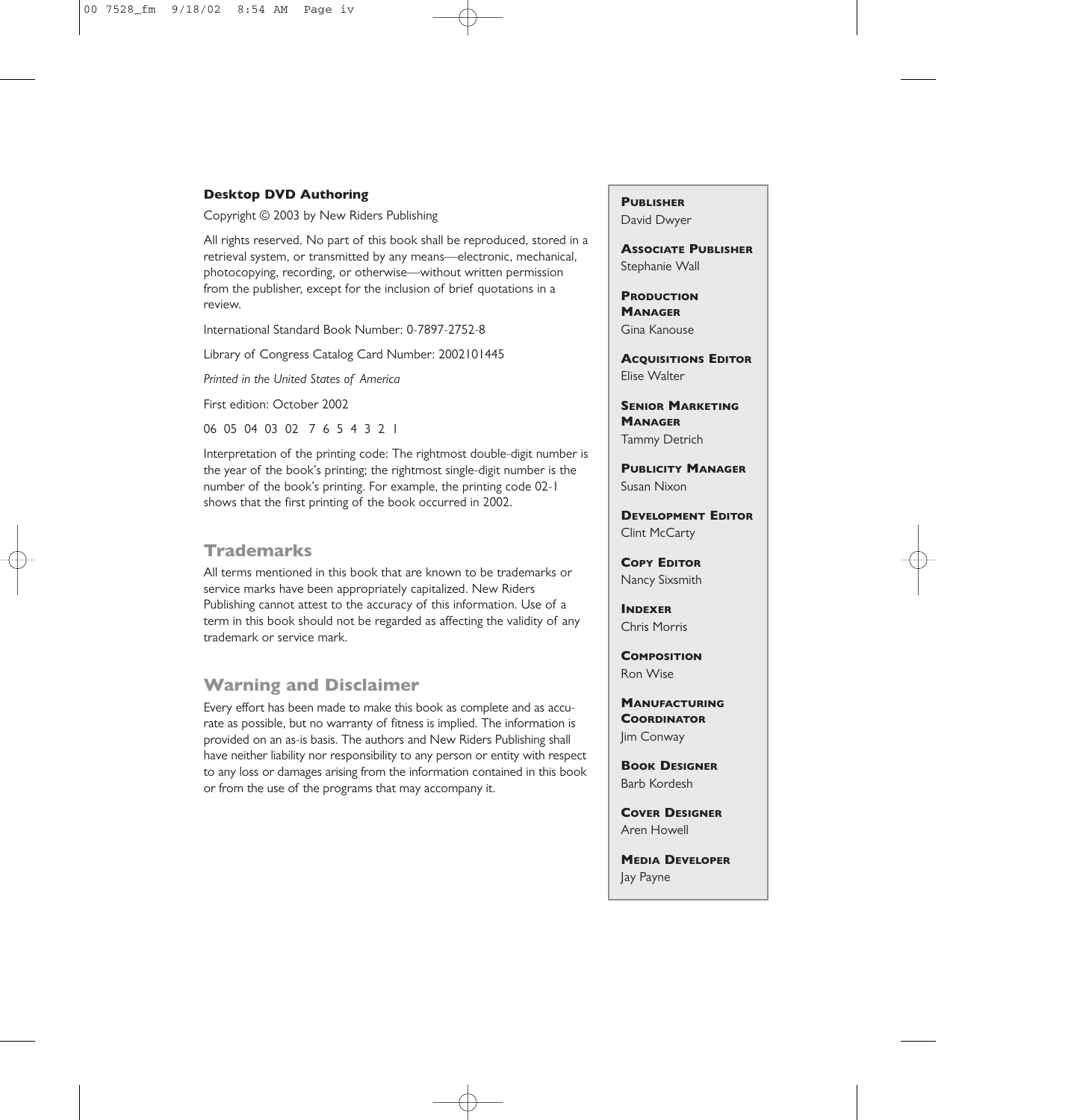**Desktop DVD Authoring**

Copyright © 2003 by New Riders Publishing

All rights reserved. No part of this book shall be reproduced, stored in a retrieval system, or transmitted by any means—electronic, mechanical, photocopying, recording, or otherwise—without written permission from the publisher, except for the inclusion of brief quotations in a review.

International Standard Book Number: 0-7897-2752-8

Library of Congress Catalog Card Number: 2002101445

*Printed in the United States of America*

First edition: October 2002

06 05 04 03 02 7 6 5 4 3 2 1

Interpretation of the printing code: The rightmost double-digit number is the year of the book's printing; the rightmost single-digit number is the number of the book's printing. For example, the printing code 02-1 shows that the first printing of the book occurred in 2002.

## Trademarks

All terms mentioned in this book that are known to be trademarks or service marks have been appropriately capitalized. New Riders Publishing cannot attest to the accuracy of this information. Use of a term in this book should not be regarded as affecting the validity of any trademark or service mark.

## Warning and Disclaimer

Every effort has been made to make this book as complete and as accurate as possible, but no warranty of fitness is implied. The information is provided on an as-is basis. The authors and New Riders Publishing shall have neither liability nor responsibility to any person or entity with respect to any loss or damages arising from the information contained in this book or from the use of the programs that may accompany it.

**Publisher**
David Dwyer

**Associate Publisher**
Stephanie Wall

**Production Manager**
Gina Kanouse

**Acquisitions Editor**
Elise Walter

**Senior Marketing Manager**
Tammy Detrich

**Publicity Manager**
Susan Nixon

**Development Editor**
Clint McCarty

**Copy Editor**
Nancy Sixsmith

**Indexer**
Chris Morris

**Composition**
Ron Wise

**Manufacturing Coordinator**
Jim Conway

**Book Designer**
Barb Kordesh

**Cover Designer**
Aren Howell

**Media Developer**
Jay Payne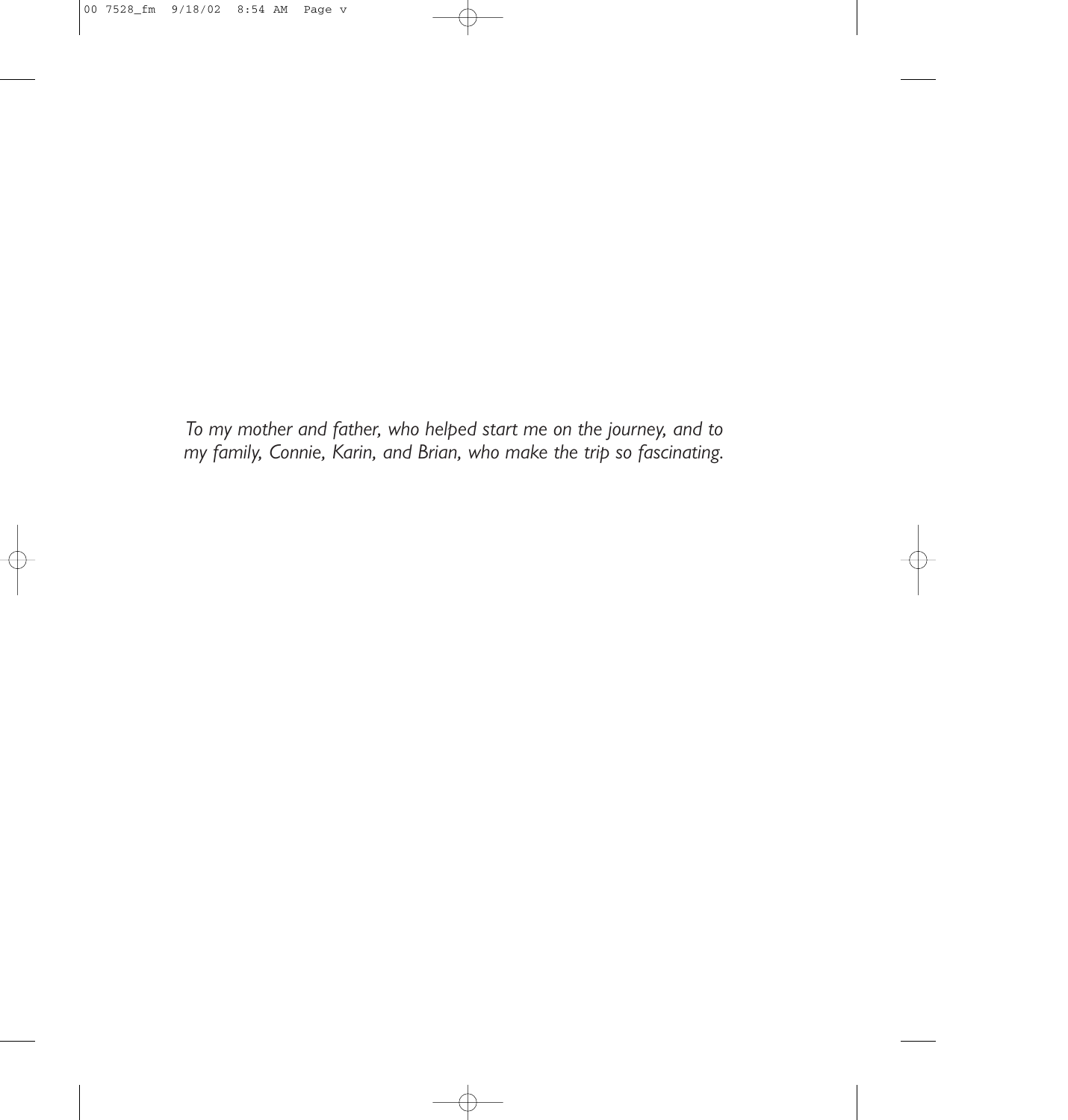*To my mother and father, who helped start me on the journey, and to my family, Connie, Karin, and Brian, who make the trip so fascinating.*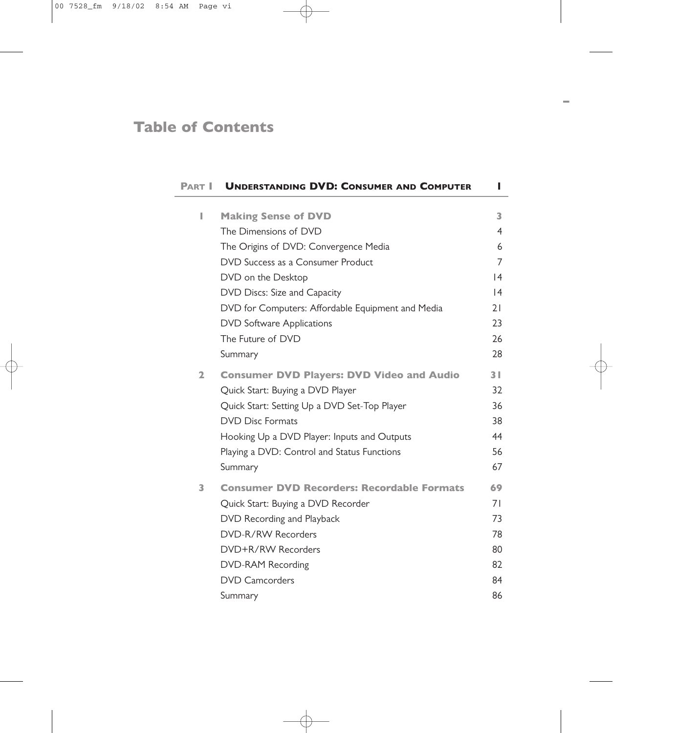# Table of Contents

| PART I | UNDERSTANDING DVD: CONSUMER AND COMPUTER | 1 |
|---|---|---|
| 1 | **Making Sense of DVD** | **3** |
| | The Dimensions of DVD | 4 |
| | The Origins of DVD: Convergence Media | 6 |
| | DVD Success as a Consumer Product | 7 |
| | DVD on the Desktop | 14 |
| | DVD Discs: Size and Capacity | 14 |
| | DVD for Computers: Affordable Equipment and Media | 21 |
| | DVD Software Applications | 23 |
| | The Future of DVD | 26 |
| | Summary | 28 |
| 2 | **Consumer DVD Players: DVD Video and Audio** | **31** |
| | Quick Start: Buying a DVD Player | 32 |
| | Quick Start: Setting Up a DVD Set-Top Player | 36 |
| | DVD Disc Formats | 38 |
| | Hooking Up a DVD Player: Inputs and Outputs | 44 |
| | Playing a DVD: Control and Status Functions | 56 |
| | Summary | 67 |
| 3 | **Consumer DVD Recorders: Recordable Formats** | **69** |
| | Quick Start: Buying a DVD Recorder | 71 |
| | DVD Recording and Playback | 73 |
| | DVD-R/RW Recorders | 78 |
| | DVD+R/RW Recorders | 80 |
| | DVD-RAM Recording | 82 |
| | DVD Camcorders | 84 |
| | Summary | 86 |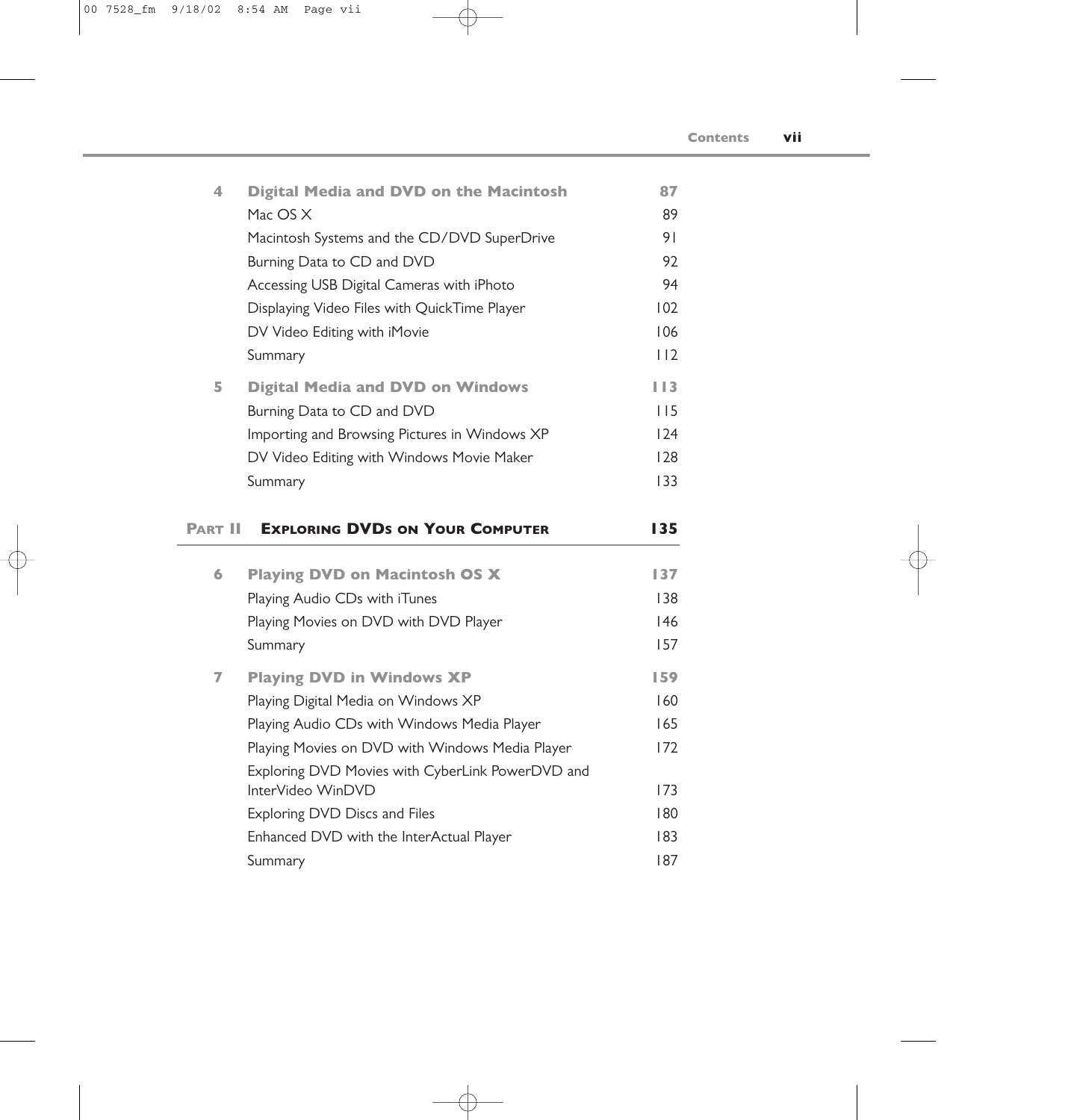| | | |
|---|---|---|
| **4** | **Digital Media and DVD on the Macintosh** | **87** |
| | Mac OS X | 89 |
| | Macintosh Systems and the CD/DVD SuperDrive | 91 |
| | Burning Data to CD and DVD | 92 |
| | Accessing USB Digital Cameras with iPhoto | 94 |
| | Displaying Video Files with QuickTime Player | 102 |
| | DV Video Editing with iMovie | 106 |
| | Summary | 112 |
| **5** | **Digital Media and DVD on Windows** | **113** |
| | Burning Data to CD and DVD | 115 |
| | Importing and Browsing Pictures in Windows XP | 124 |
| | DV Video Editing with Windows Movie Maker | 128 |
| | Summary | 133 |
| **PART II** | **EXPLORING DVDS ON YOUR COMPUTER** | **135** |
| **6** | **Playing DVD on Macintosh OS X** | **137** |
| | Playing Audio CDs with iTunes | 138 |
| | Playing Movies on DVD with DVD Player | 146 |
| | Summary | 157 |
| **7** | **Playing DVD in Windows XP** | **159** |
| | Playing Digital Media on Windows XP | 160 |
| | Playing Audio CDs with Windows Media Player | 165 |
| | Playing Movies on DVD with Windows Media Player | 172 |
| | Exploring DVD Movies with CyberLink PowerDVD and InterVideo WinDVD | 173 |
| | Exploring DVD Discs and Files | 180 |
| | Enhanced DVD with the InterActual Player | 183 |
| | Summary | 187 |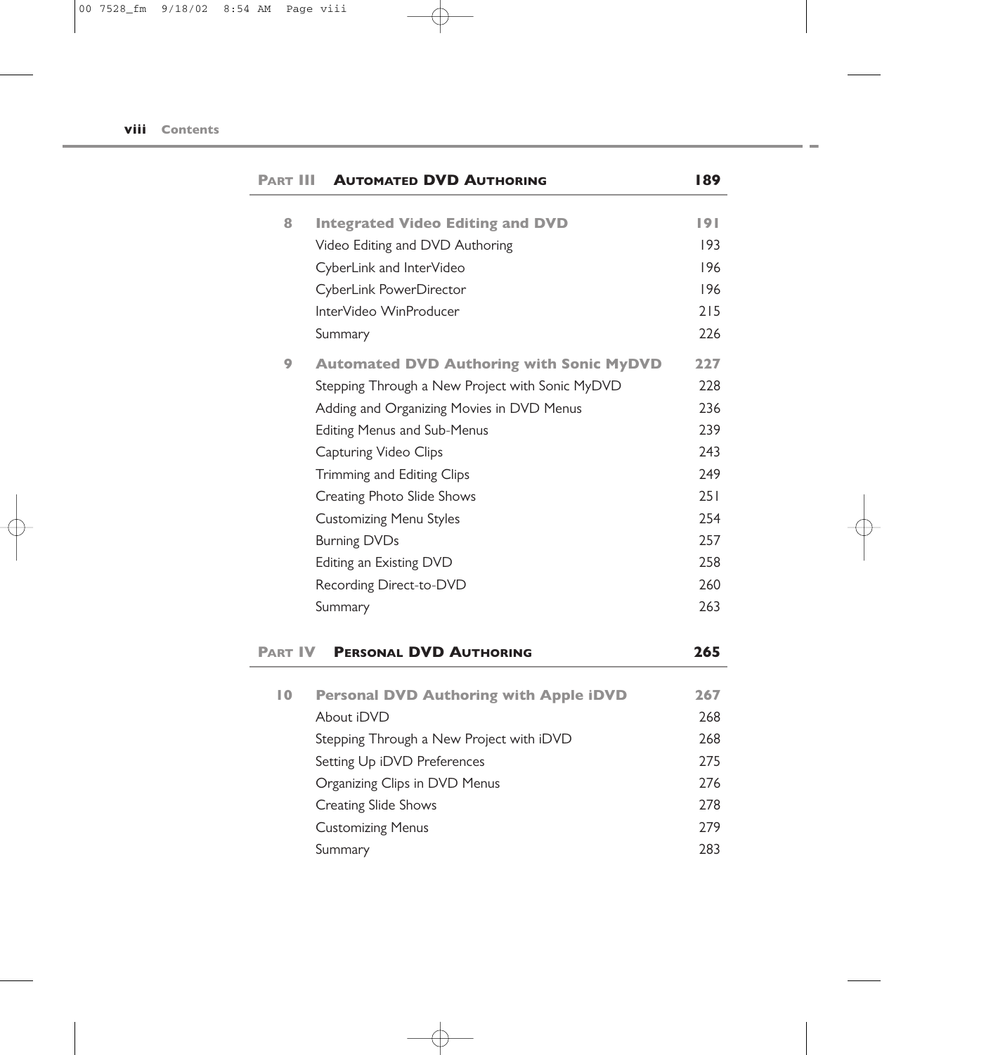## PART III AUTOMATED DVD AUTHORING — 189

### 8 Integrated Video Editing and DVD — 191

| | |
|---|---|
| Video Editing and DVD Authoring | 193 |
| CyberLink and InterVideo | 196 |
| CyberLink PowerDirector | 196 |
| InterVideo WinProducer | 215 |
| Summary | 226 |

### 9 Automated DVD Authoring with Sonic MyDVD — 227

| | |
|---|---|
| Stepping Through a New Project with Sonic MyDVD | 228 |
| Adding and Organizing Movies in DVD Menus | 236 |
| Editing Menus and Sub-Menus | 239 |
| Capturing Video Clips | 243 |
| Trimming and Editing Clips | 249 |
| Creating Photo Slide Shows | 251 |
| Customizing Menu Styles | 254 |
| Burning DVDs | 257 |
| Editing an Existing DVD | 258 |
| Recording Direct-to-DVD | 260 |
| Summary | 263 |

## PART IV PERSONAL DVD AUTHORING — 265

### 10 Personal DVD Authoring with Apple iDVD — 267

| | |
|---|---|
| About iDVD | 268 |
| Stepping Through a New Project with iDVD | 268 |
| Setting Up iDVD Preferences | 275 |
| Organizing Clips in DVD Menus | 276 |
| Creating Slide Shows | 278 |
| Customizing Menus | 279 |
| Summary | 283 |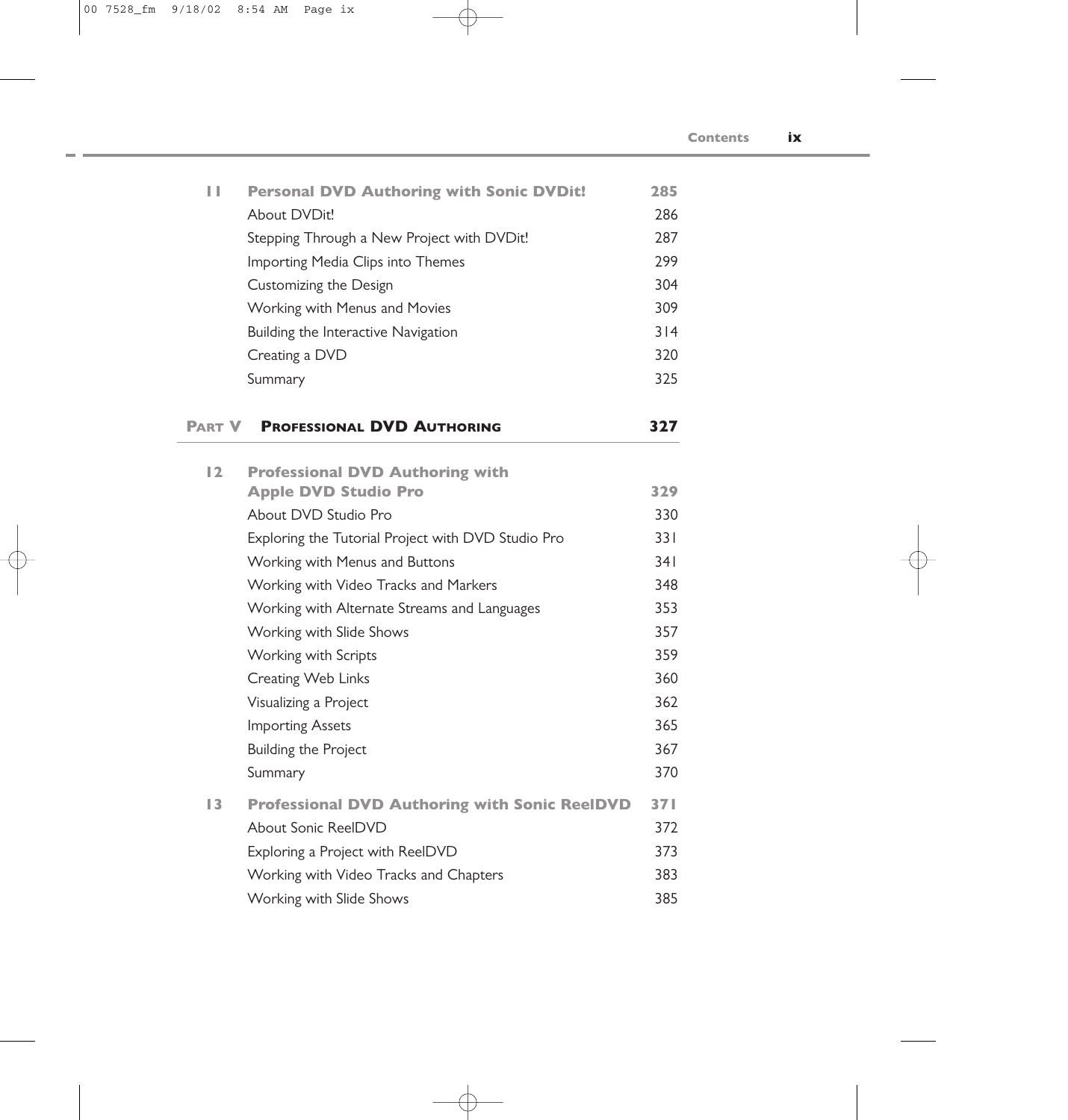| | | |
|---|---|---|
| **11** | **Personal DVD Authoring with Sonic DVDit!** | **285** |
| | About DVDit! | 286 |
| | Stepping Through a New Project with DVDit! | 287 |
| | Importing Media Clips into Themes | 299 |
| | Customizing the Design | 304 |
| | Working with Menus and Movies | 309 |
| | Building the Interactive Navigation | 314 |
| | Creating a DVD | 320 |
| | Summary | 325 |

## PART V PROFESSIONAL DVD AUTHORING 327

| | | |
|---|---|---|
| **12** | **Professional DVD Authoring with Apple DVD Studio Pro** | **329** |
| | About DVD Studio Pro | 330 |
| | Exploring the Tutorial Project with DVD Studio Pro | 331 |
| | Working with Menus and Buttons | 341 |
| | Working with Video Tracks and Markers | 348 |
| | Working with Alternate Streams and Languages | 353 |
| | Working with Slide Shows | 357 |
| | Working with Scripts | 359 |
| | Creating Web Links | 360 |
| | Visualizing a Project | 362 |
| | Importing Assets | 365 |
| | Building the Project | 367 |
| | Summary | 370 |
| **13** | **Professional DVD Authoring with Sonic ReelDVD** | **371** |
| | About Sonic ReelDVD | 372 |
| | Exploring a Project with ReelDVD | 373 |
| | Working with Video Tracks and Chapters | 383 |
| | Working with Slide Shows | 385 |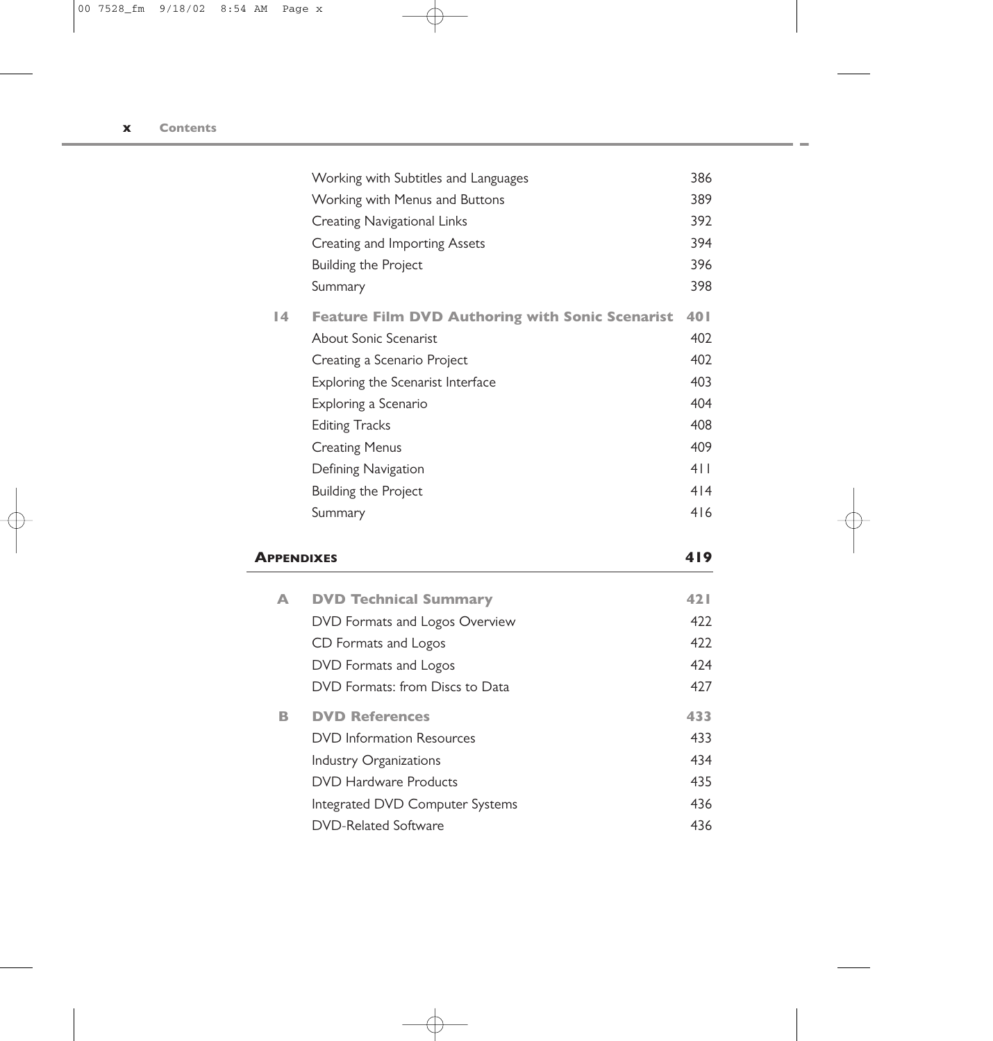| | | |
|---|---|---|
| | Working with Subtitles and Languages | 386 |
| | Working with Menus and Buttons | 389 |
| | Creating Navigational Links | 392 |
| | Creating and Importing Assets | 394 |
| | Building the Project | 396 |
| | Summary | 398 |
| **14** | **Feature Film DVD Authoring with Sonic Scenarist** | **401** |
| | About Sonic Scenarist | 402 |
| | Creating a Scenario Project | 402 |
| | Exploring the Scenarist Interface | 403 |
| | Exploring a Scenario | 404 |
| | Editing Tracks | 408 |
| | Creating Menus | 409 |
| | Defining Navigation | 411 |
| | Building the Project | 414 |
| | Summary | 416 |

## APPENDIXES — 419

| | | |
|---|---|---|
| **A** | **DVD Technical Summary** | **421** |
| | DVD Formats and Logos Overview | 422 |
| | CD Formats and Logos | 422 |
| | DVD Formats and Logos | 424 |
| | DVD Formats: from Discs to Data | 427 |
| **B** | **DVD References** | **433** |
| | DVD Information Resources | 433 |
| | Industry Organizations | 434 |
| | DVD Hardware Products | 435 |
| | Integrated DVD Computer Systems | 436 |
| | DVD-Related Software | 436 |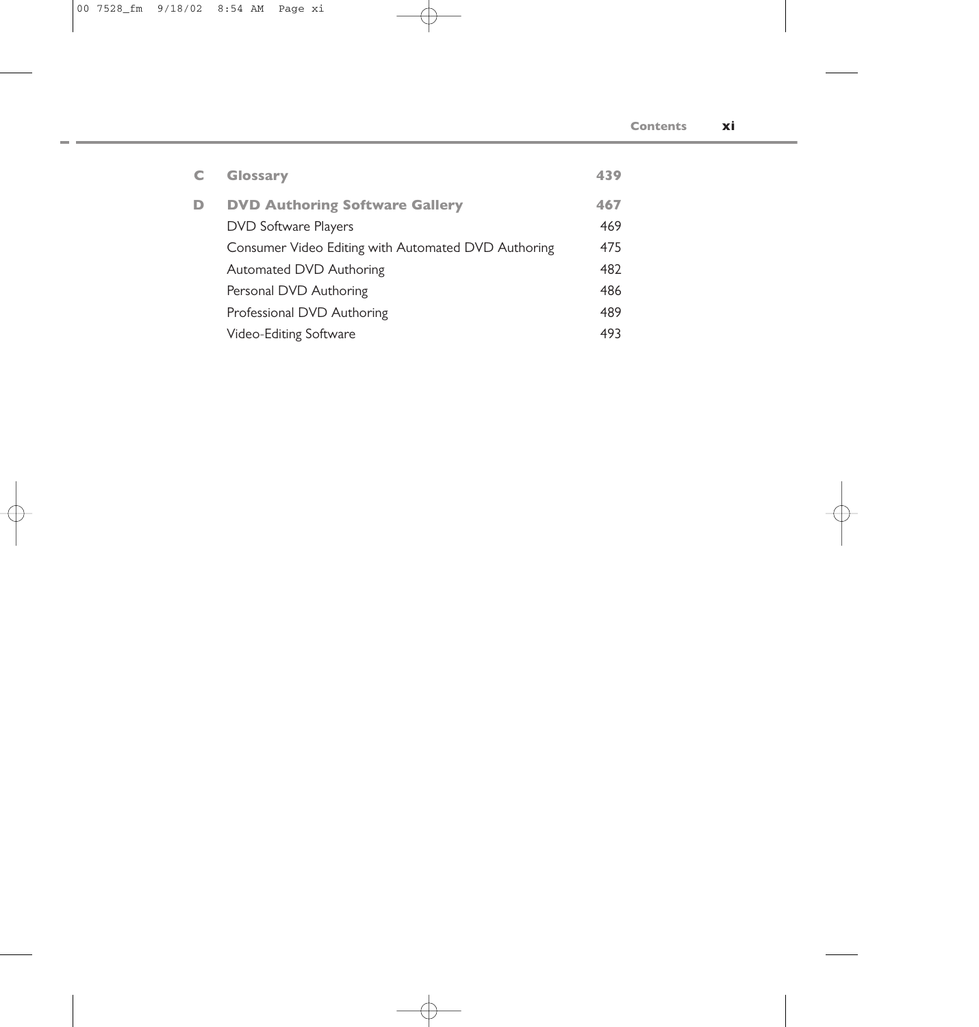| | | |
|---|---|---|
| **C** | **Glossary** | **439** |
| **D** | **DVD Authoring Software Gallery** | **467** |
| | DVD Software Players | 469 |
| | Consumer Video Editing with Automated DVD Authoring | 475 |
| | Automated DVD Authoring | 482 |
| | Personal DVD Authoring | 486 |
| | Professional DVD Authoring | 489 |
| | Video-Editing Software | 493 |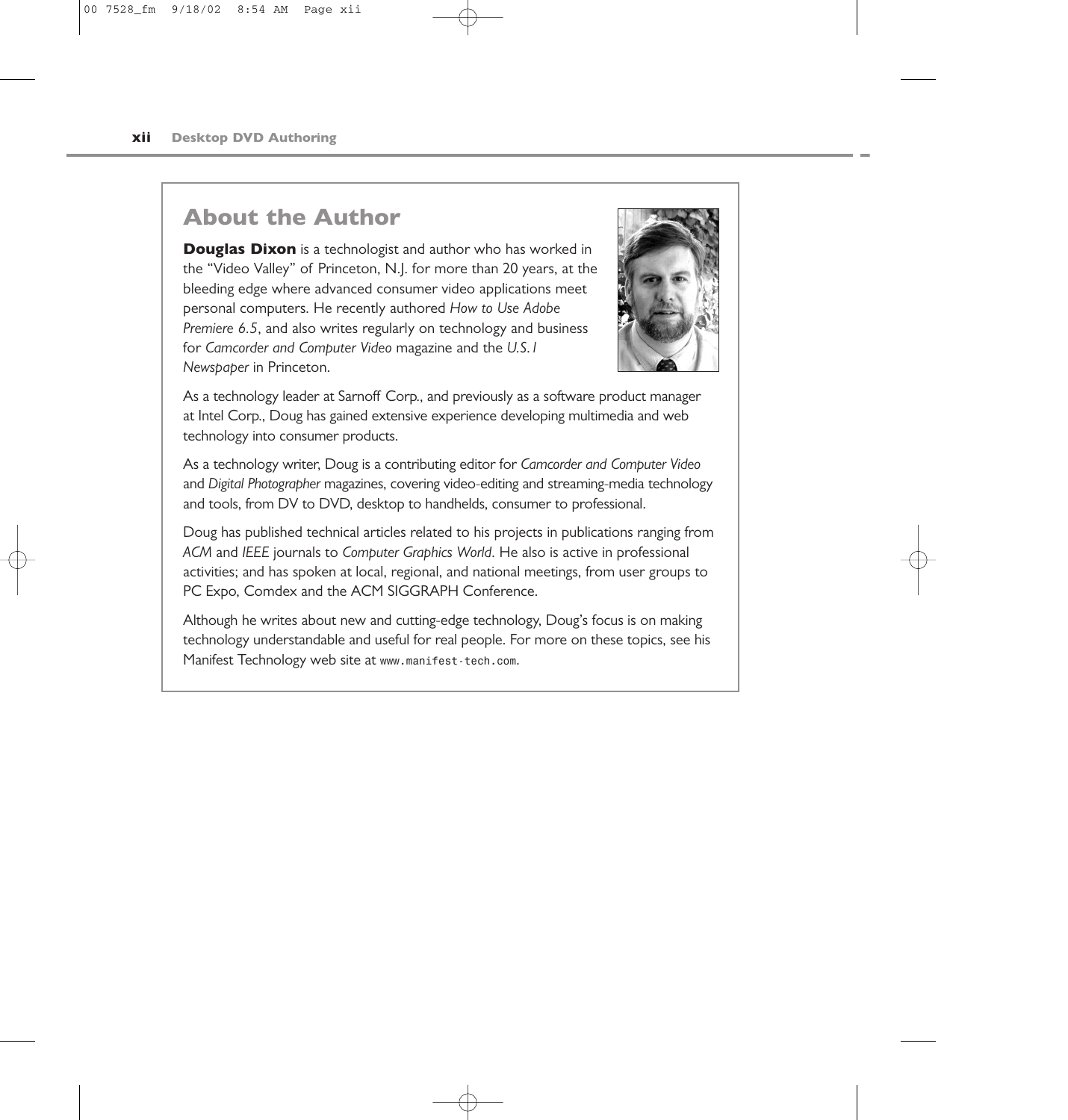## About the Author

**Douglas Dixon** is a technologist and author who has worked in the "Video Valley" of Princeton, N.J. for more than 20 years, at the bleeding edge where advanced consumer video applications meet personal computers. He recently authored *How to Use Adobe Premiere 6.5*, and also writes regularly on technology and business for *Camcorder and Computer Video* magazine and the *U.S.1 Newspaper* in Princeton.

As a technology leader at Sarnoff Corp., and previously as a software product manager at Intel Corp., Doug has gained extensive experience developing multimedia and web technology into consumer products.

As a technology writer, Doug is a contributing editor for *Camcorder and Computer Video* and *Digital Photographer* magazines, covering video-editing and streaming-media technology and tools, from DV to DVD, desktop to handhelds, consumer to professional.

Doug has published technical articles related to his projects in publications ranging from *ACM* and *IEEE* journals to *Computer Graphics World*. He also is active in professional activities; and has spoken at local, regional, and national meetings, from user groups to PC Expo, Comdex and the ACM SIGGRAPH Conference.

Although he writes about new and cutting-edge technology, Doug's focus is on making technology understandable and useful for real people. For more on these topics, see his Manifest Technology web site at `www.manifest-tech.com`.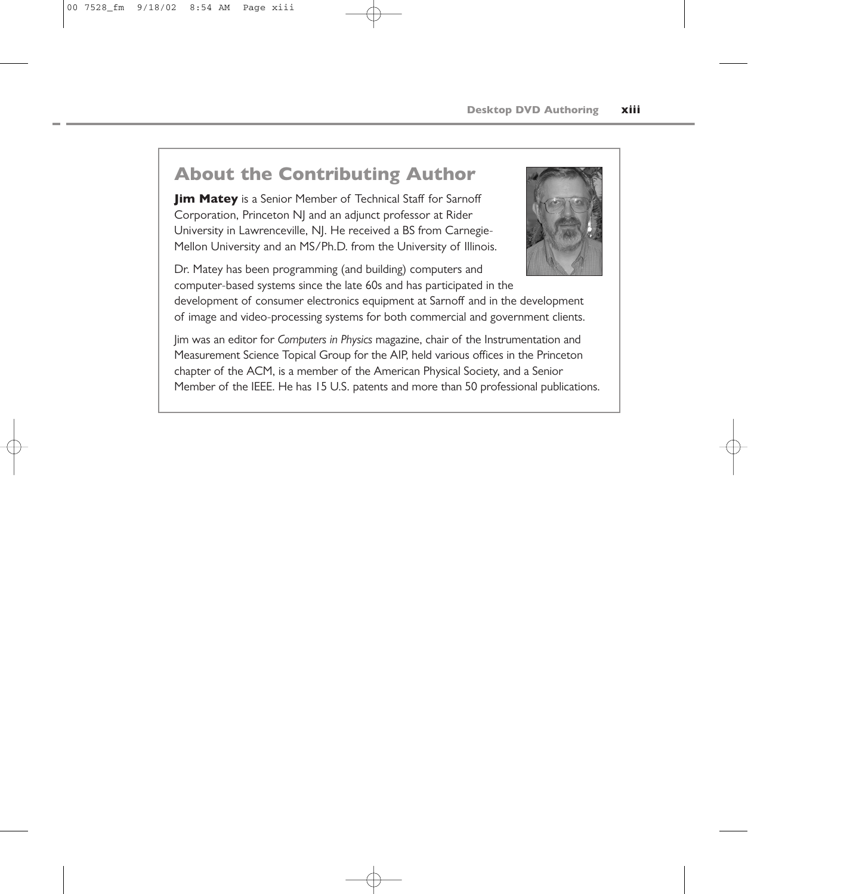## About the Contributing Author

**Jim Matey** is a Senior Member of Technical Staff for Sarnoff Corporation, Princeton NJ and an adjunct professor at Rider University in Lawrenceville, NJ. He received a BS from Carnegie-Mellon University and an MS/Ph.D. from the University of Illinois.

Dr. Matey has been programming (and building) computers and computer-based systems since the late 60s and has participated in the development of consumer electronics equipment at Sarnoff and in the development of image and video-processing systems for both commercial and government clients.

Jim was an editor for *Computers in Physics* magazine, chair of the Instrumentation and Measurement Science Topical Group for the AIP, held various offices in the Princeton chapter of the ACM, is a member of the American Physical Society, and a Senior Member of the IEEE. He has 15 U.S. patents and more than 50 professional publications.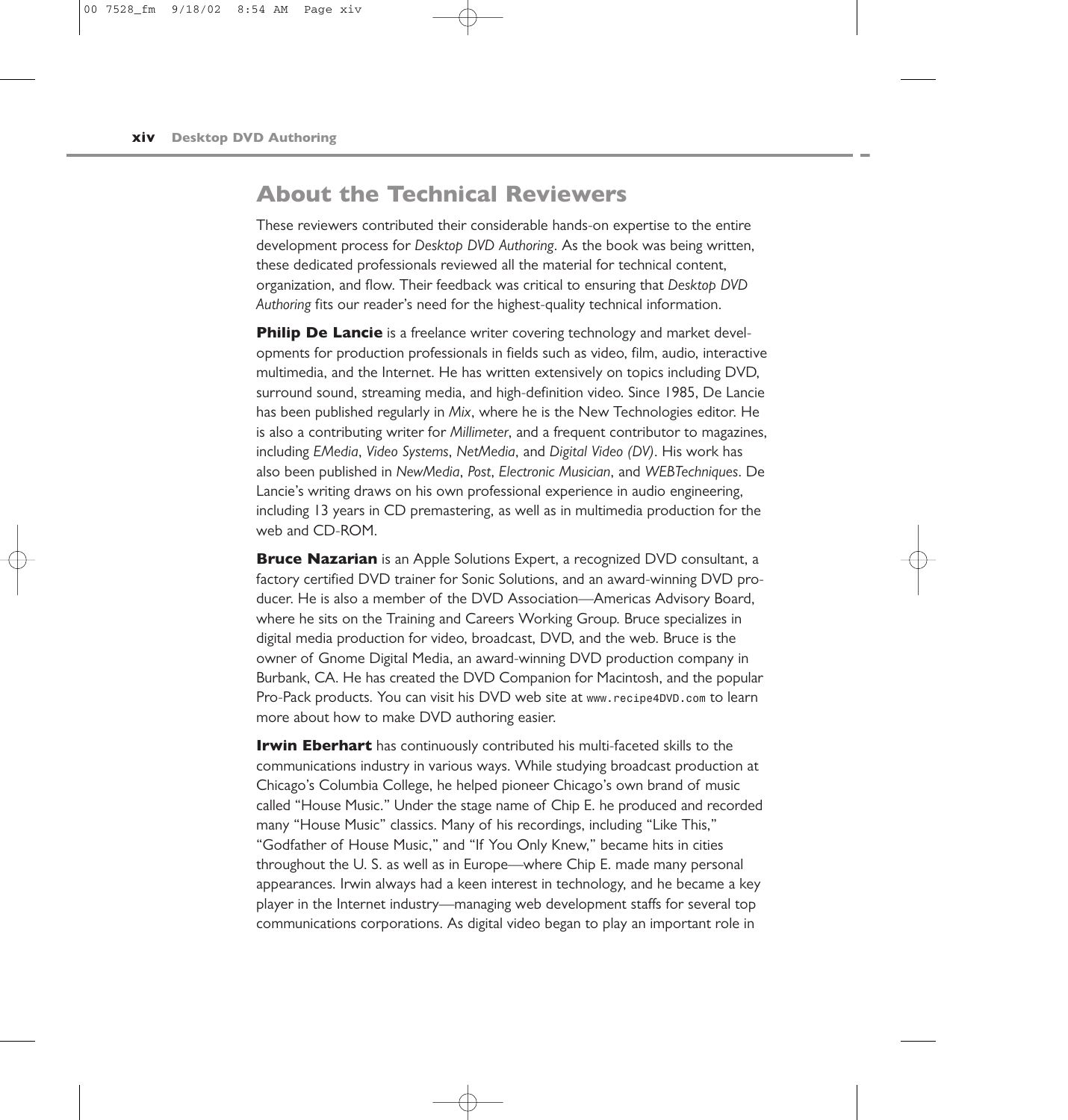## About the Technical Reviewers

These reviewers contributed their considerable hands-on expertise to the entire development process for *Desktop DVD Authoring*. As the book was being written, these dedicated professionals reviewed all the material for technical content, organization, and flow. Their feedback was critical to ensuring that *Desktop DVD Authoring* fits our reader's need for the highest-quality technical information.

**Philip De Lancie** is a freelance writer covering technology and market developments for production professionals in fields such as video, film, audio, interactive multimedia, and the Internet. He has written extensively on topics including DVD, surround sound, streaming media, and high-definition video. Since 1985, De Lancie has been published regularly in *Mix*, where he is the New Technologies editor. He is also a contributing writer for *Millimeter*, and a frequent contributor to magazines, including *EMedia*, *Video Systems*, *NetMedia*, and *Digital Video (DV)*. His work has also been published in *NewMedia*, *Post*, *Electronic Musician*, and *WEBTechniques*. De Lancie's writing draws on his own professional experience in audio engineering, including 13 years in CD premastering, as well as in multimedia production for the web and CD-ROM.

**Bruce Nazarian** is an Apple Solutions Expert, a recognized DVD consultant, a factory certified DVD trainer for Sonic Solutions, and an award-winning DVD producer. He is also a member of the DVD Association—Americas Advisory Board, where he sits on the Training and Careers Working Group. Bruce specializes in digital media production for video, broadcast, DVD, and the web. Bruce is the owner of Gnome Digital Media, an award-winning DVD production company in Burbank, CA. He has created the DVD Companion for Macintosh, and the popular Pro-Pack products. You can visit his DVD web site at `www.recipe4DVD.com` to learn more about how to make DVD authoring easier.

**Irwin Eberhart** has continuously contributed his multi-faceted skills to the communications industry in various ways. While studying broadcast production at Chicago's Columbia College, he helped pioneer Chicago's own brand of music called "House Music." Under the stage name of Chip E. he produced and recorded many "House Music" classics. Many of his recordings, including "Like This," "Godfather of House Music," and "If You Only Knew," became hits in cities throughout the U. S. as well as in Europe—where Chip E. made many personal appearances. Irwin always had a keen interest in technology, and he became a key player in the Internet industry—managing web development staffs for several top communications corporations. As digital video began to play an important role in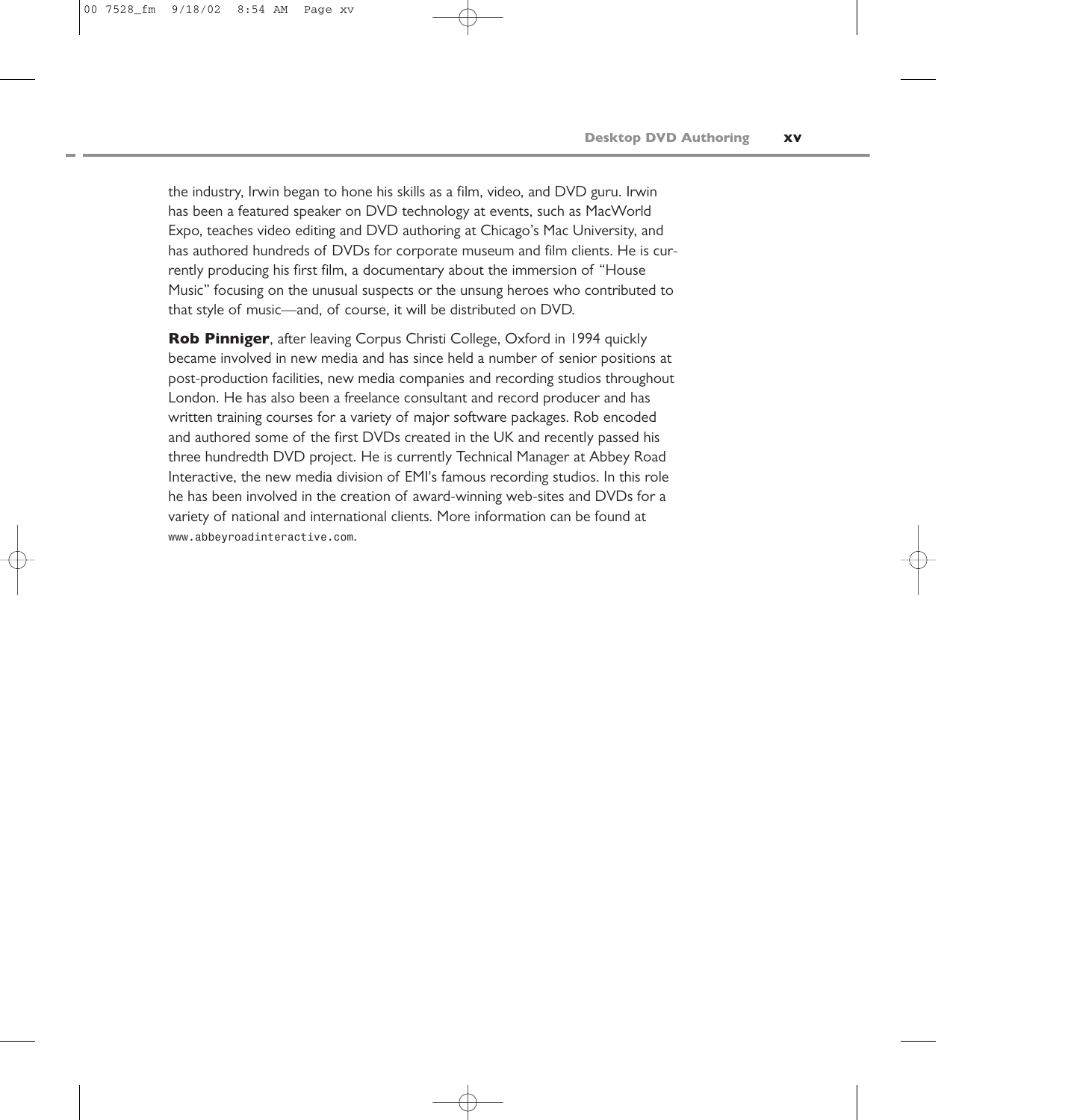the industry, Irwin began to hone his skills as a film, video, and DVD guru. Irwin has been a featured speaker on DVD technology at events, such as MacWorld Expo, teaches video editing and DVD authoring at Chicago's Mac University, and has authored hundreds of DVDs for corporate museum and film clients. He is currently producing his first film, a documentary about the immersion of "House Music" focusing on the unusual suspects or the unsung heroes who contributed to that style of music—and, of course, it will be distributed on DVD.

**Rob Pinniger**, after leaving Corpus Christi College, Oxford in 1994 quickly became involved in new media and has since held a number of senior positions at post-production facilities, new media companies and recording studios throughout London. He has also been a freelance consultant and record producer and has written training courses for a variety of major software packages. Rob encoded and authored some of the first DVDs created in the UK and recently passed his three hundredth DVD project. He is currently Technical Manager at Abbey Road Interactive, the new media division of EMI's famous recording studios. In this role he has been involved in the creation of award-winning web-sites and DVDs for a variety of national and international clients. More information can be found at `www.abbeyroadinteractive.com`.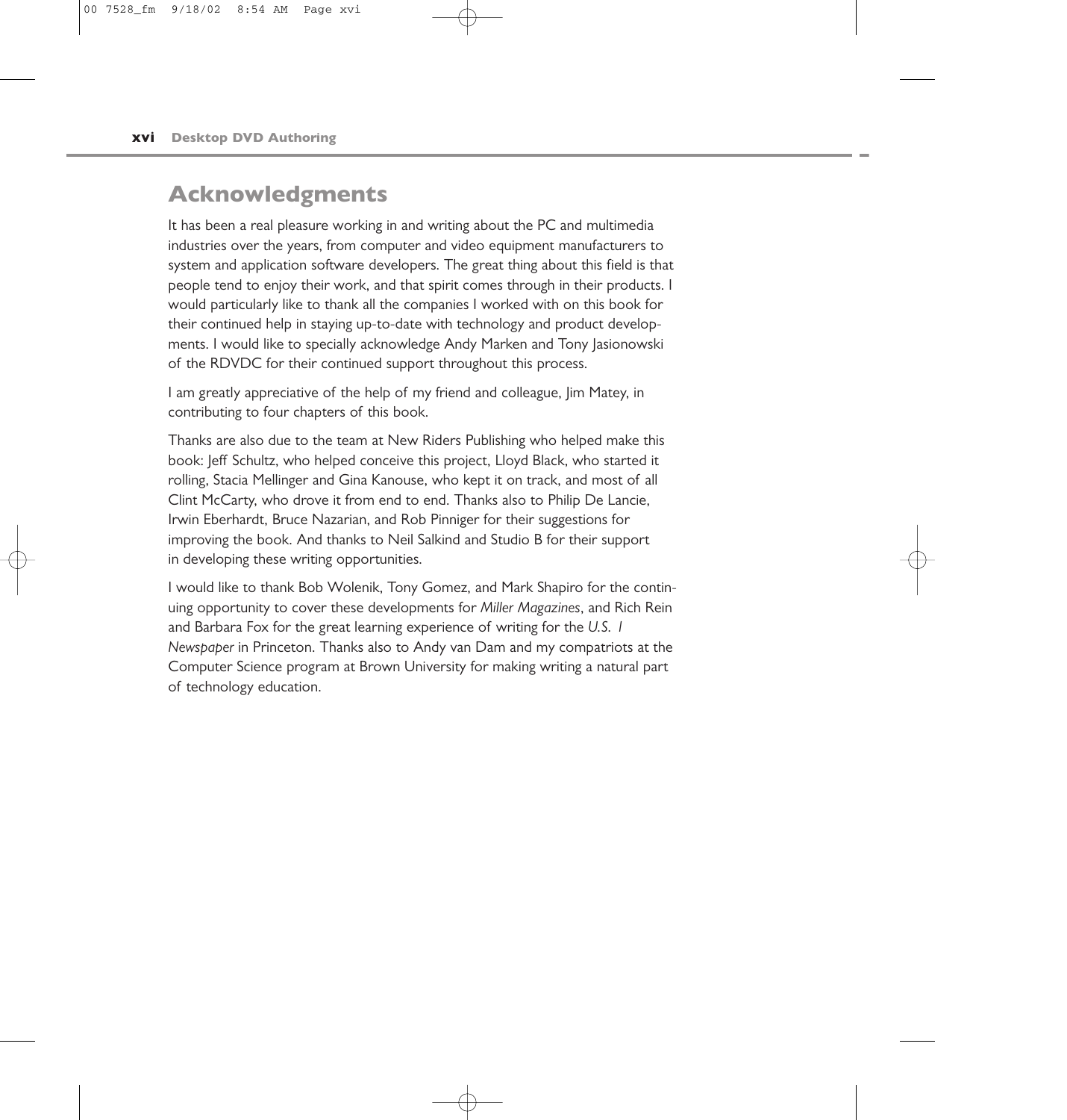## Acknowledgments

It has been a real pleasure working in and writing about the PC and multimedia industries over the years, from computer and video equipment manufacturers to system and application software developers. The great thing about this field is that people tend to enjoy their work, and that spirit comes through in their products. I would particularly like to thank all the companies I worked with on this book for their continued help in staying up-to-date with technology and product developments. I would like to specially acknowledge Andy Marken and Tony Jasionowski of the RDVDC for their continued support throughout this process.

I am greatly appreciative of the help of my friend and colleague, Jim Matey, in contributing to four chapters of this book.

Thanks are also due to the team at New Riders Publishing who helped make this book: Jeff Schultz, who helped conceive this project, Lloyd Black, who started it rolling, Stacia Mellinger and Gina Kanouse, who kept it on track, and most of all Clint McCarty, who drove it from end to end. Thanks also to Philip De Lancie, Irwin Eberhardt, Bruce Nazarian, and Rob Pinniger for their suggestions for improving the book. And thanks to Neil Salkind and Studio B for their support in developing these writing opportunities.

I would like to thank Bob Wolenik, Tony Gomez, and Mark Shapiro for the continuing opportunity to cover these developments for *Miller Magazines*, and Rich Rein and Barbara Fox for the great learning experience of writing for the *U.S. 1 Newspaper* in Princeton. Thanks also to Andy van Dam and my compatriots at the Computer Science program at Brown University for making writing a natural part of technology education.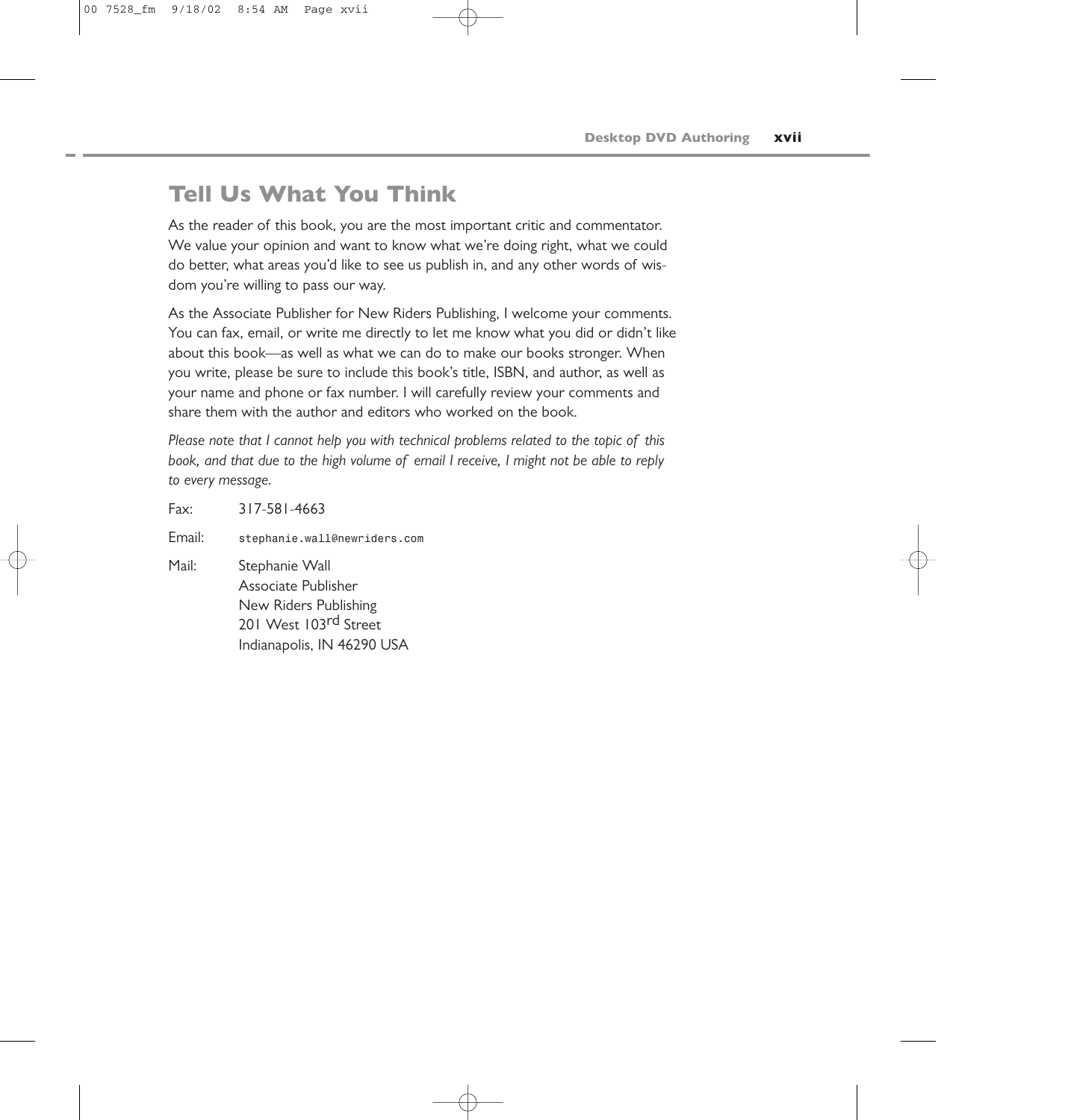## Tell Us What You Think

As the reader of this book, you are the most important critic and commentator. We value your opinion and want to know what we're doing right, what we could do better, what areas you'd like to see us publish in, and any other words of wisdom you're willing to pass our way.

As the Associate Publisher for New Riders Publishing, I welcome your comments. You can fax, email, or write me directly to let me know what you did or didn't like about this book—as well as what we can do to make our books stronger. When you write, please be sure to include this book's title, ISBN, and author, as well as your name and phone or fax number. I will carefully review your comments and share them with the author and editors who worked on the book.

*Please note that I cannot help you with technical problems related to the topic of this book, and that due to the high volume of email I receive, I might not be able to reply to every message.*

Fax: 317-581-4663

Email: `stephanie.wall@newriders.com`

Mail: Stephanie Wall
Associate Publisher
New Riders Publishing
201 West 103rd Street
Indianapolis, IN 46290 USA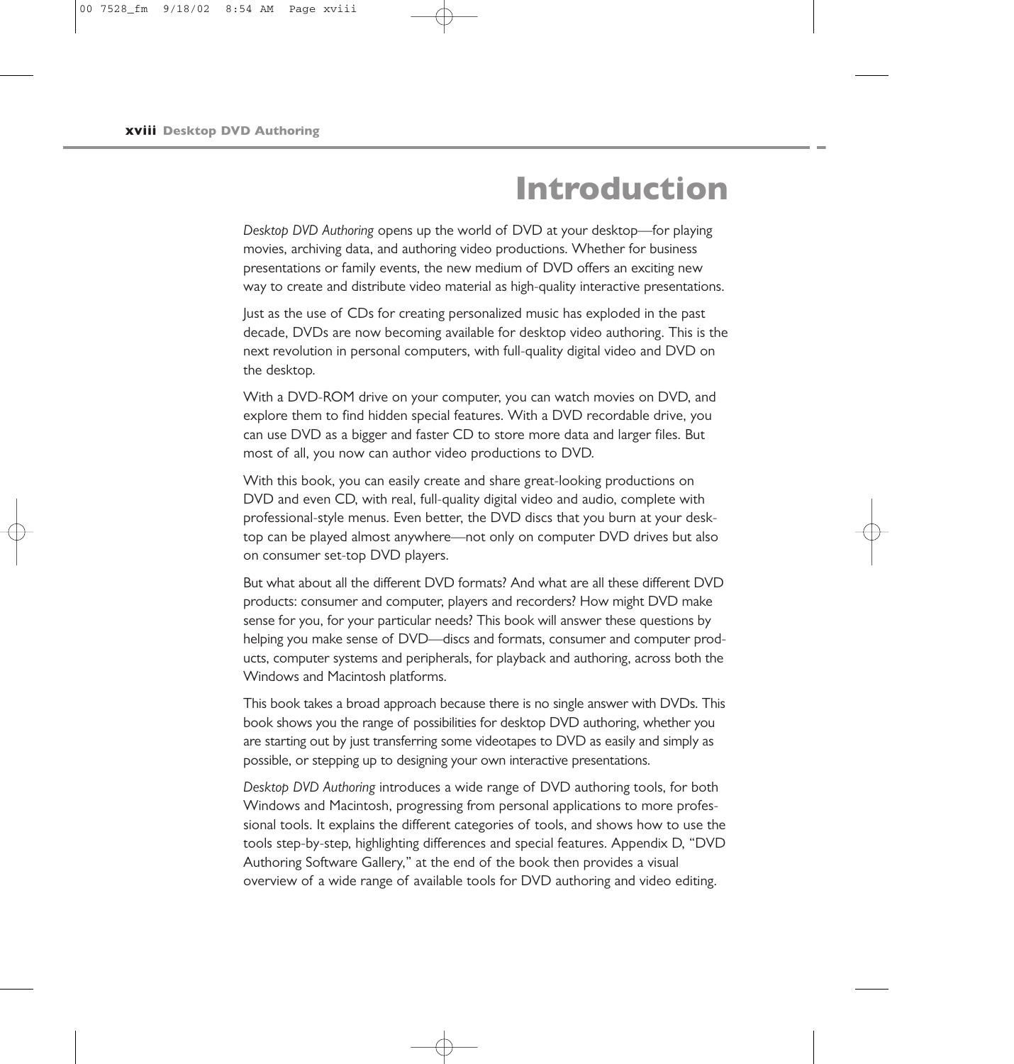# Introduction

*Desktop DVD Authoring* opens up the world of DVD at your desktop—for playing movies, archiving data, and authoring video productions. Whether for business presentations or family events, the new medium of DVD offers an exciting new way to create and distribute video material as high-quality interactive presentations.

Just as the use of CDs for creating personalized music has exploded in the past decade, DVDs are now becoming available for desktop video authoring. This is the next revolution in personal computers, with full-quality digital video and DVD on the desktop.

With a DVD-ROM drive on your computer, you can watch movies on DVD, and explore them to find hidden special features. With a DVD recordable drive, you can use DVD as a bigger and faster CD to store more data and larger files. But most of all, you now can author video productions to DVD.

With this book, you can easily create and share great-looking productions on DVD and even CD, with real, full-quality digital video and audio, complete with professional-style menus. Even better, the DVD discs that you burn at your desktop can be played almost anywhere—not only on computer DVD drives but also on consumer set-top DVD players.

But what about all the different DVD formats? And what are all these different DVD products: consumer and computer, players and recorders? How might DVD make sense for you, for your particular needs? This book will answer these questions by helping you make sense of DVD—discs and formats, consumer and computer products, computer systems and peripherals, for playback and authoring, across both the Windows and Macintosh platforms.

This book takes a broad approach because there is no single answer with DVDs. This book shows you the range of possibilities for desktop DVD authoring, whether you are starting out by just transferring some videotapes to DVD as easily and simply as possible, or stepping up to designing your own interactive presentations.

*Desktop DVD Authoring* introduces a wide range of DVD authoring tools, for both Windows and Macintosh, progressing from personal applications to more professional tools. It explains the different categories of tools, and shows how to use the tools step-by-step, highlighting differences and special features. Appendix D, "DVD Authoring Software Gallery," at the end of the book then provides a visual overview of a wide range of available tools for DVD authoring and video editing.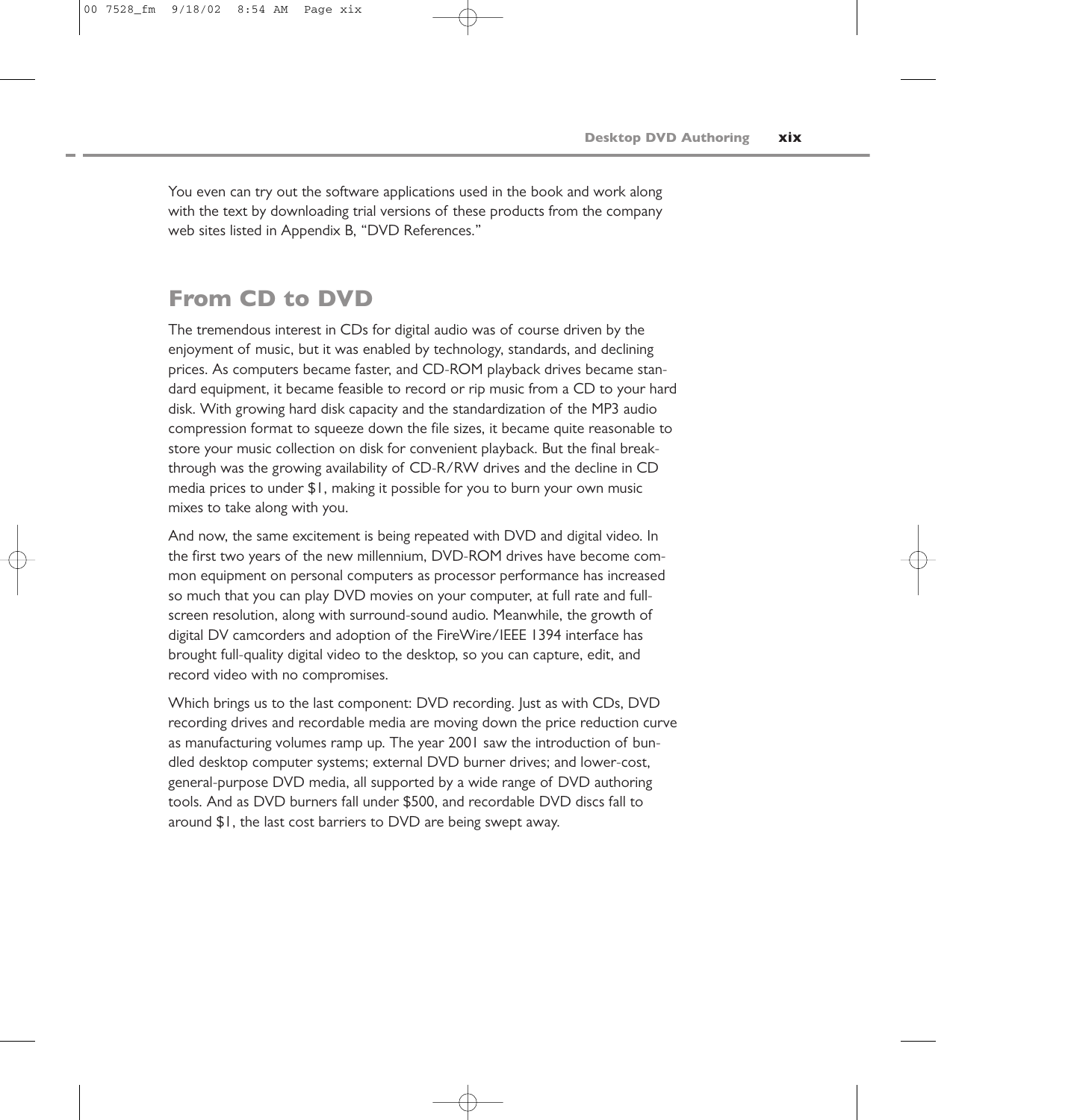You even can try out the software applications used in the book and work along with the text by downloading trial versions of these products from the company web sites listed in Appendix B, "DVD References."

## From CD to DVD

The tremendous interest in CDs for digital audio was of course driven by the enjoyment of music, but it was enabled by technology, standards, and declining prices. As computers became faster, and CD-ROM playback drives became standard equipment, it became feasible to record or rip music from a CD to your hard disk. With growing hard disk capacity and the standardization of the MP3 audio compression format to squeeze down the file sizes, it became quite reasonable to store your music collection on disk for convenient playback. But the final breakthrough was the growing availability of CD-R/RW drives and the decline in CD media prices to under $1, making it possible for you to burn your own music mixes to take along with you.

And now, the same excitement is being repeated with DVD and digital video. In the first two years of the new millennium, DVD-ROM drives have become common equipment on personal computers as processor performance has increased so much that you can play DVD movies on your computer, at full rate and full-screen resolution, along with surround-sound audio. Meanwhile, the growth of digital DV camcorders and adoption of the FireWire/IEEE 1394 interface has brought full-quality digital video to the desktop, so you can capture, edit, and record video with no compromises.

Which brings us to the last component: DVD recording. Just as with CDs, DVD recording drives and recordable media are moving down the price reduction curve as manufacturing volumes ramp up. The year 2001 saw the introduction of bundled desktop computer systems; external DVD burner drives; and lower-cost, general-purpose DVD media, all supported by a wide range of DVD authoring tools. And as DVD burners fall under $500, and recordable DVD discs fall to around $1, the last cost barriers to DVD are being swept away.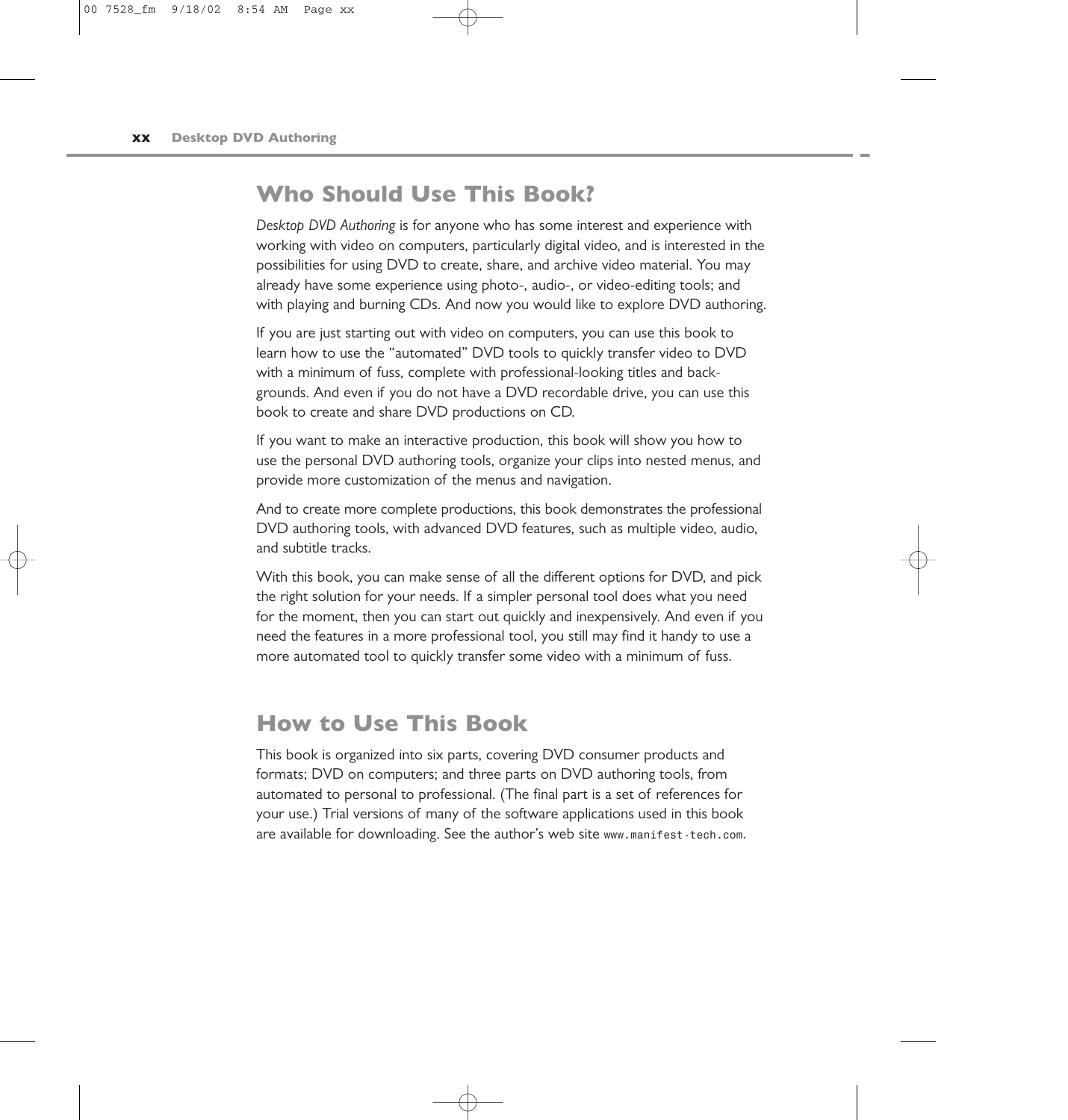## Who Should Use This Book?

*Desktop DVD Authoring* is for anyone who has some interest and experience with working with video on computers, particularly digital video, and is interested in the possibilities for using DVD to create, share, and archive video material. You may already have some experience using photo-, audio-, or video-editing tools; and with playing and burning CDs. And now you would like to explore DVD authoring.

If you are just starting out with video on computers, you can use this book to learn how to use the "automated" DVD tools to quickly transfer video to DVD with a minimum of fuss, complete with professional-looking titles and backgrounds. And even if you do not have a DVD recordable drive, you can use this book to create and share DVD productions on CD.

If you want to make an interactive production, this book will show you how to use the personal DVD authoring tools, organize your clips into nested menus, and provide more customization of the menus and navigation.

And to create more complete productions, this book demonstrates the professional DVD authoring tools, with advanced DVD features, such as multiple video, audio, and subtitle tracks.

With this book, you can make sense of all the different options for DVD, and pick the right solution for your needs. If a simpler personal tool does what you need for the moment, then you can start out quickly and inexpensively. And even if you need the features in a more professional tool, you still may find it handy to use a more automated tool to quickly transfer some video with a minimum of fuss.

## How to Use This Book

This book is organized into six parts, covering DVD consumer products and formats; DVD on computers; and three parts on DVD authoring tools, from automated to personal to professional. (The final part is a set of references for your use.) Trial versions of many of the software applications used in this book are available for downloading. See the author's web site `www.manifest-tech.com`.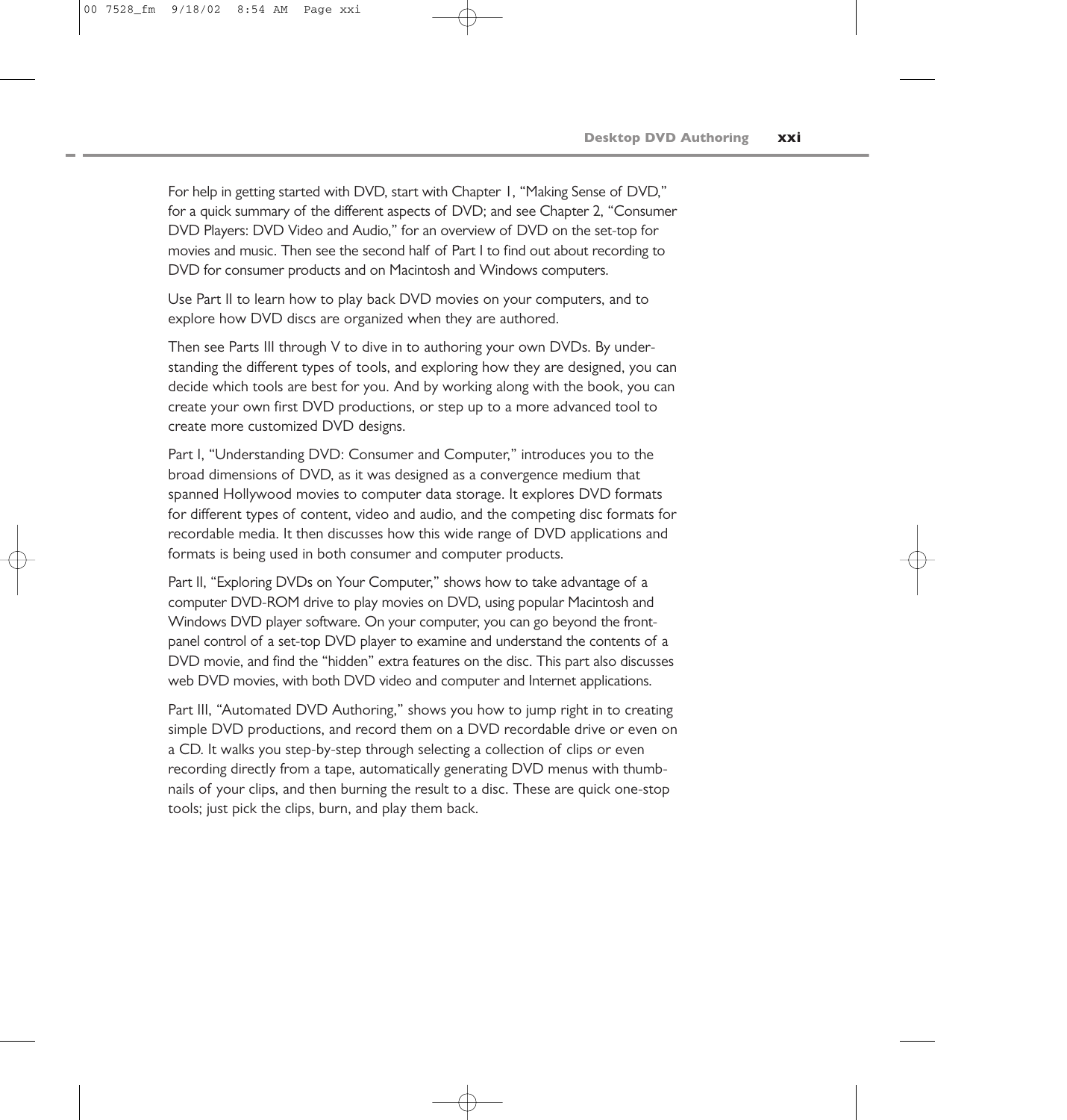For help in getting started with DVD, start with Chapter 1, "Making Sense of DVD," for a quick summary of the different aspects of DVD; and see Chapter 2, "Consumer DVD Players: DVD Video and Audio," for an overview of DVD on the set-top for movies and music. Then see the second half of Part I to find out about recording to DVD for consumer products and on Macintosh and Windows computers.

Use Part II to learn how to play back DVD movies on your computers, and to explore how DVD discs are organized when they are authored.

Then see Parts III through V to dive in to authoring your own DVDs. By understanding the different types of tools, and exploring how they are designed, you can decide which tools are best for you. And by working along with the book, you can create your own first DVD productions, or step up to a more advanced tool to create more customized DVD designs.

Part I, "Understanding DVD: Consumer and Computer," introduces you to the broad dimensions of DVD, as it was designed as a convergence medium that spanned Hollywood movies to computer data storage. It explores DVD formats for different types of content, video and audio, and the competing disc formats for recordable media. It then discusses how this wide range of DVD applications and formats is being used in both consumer and computer products.

Part II, "Exploring DVDs on Your Computer," shows how to take advantage of a computer DVD-ROM drive to play movies on DVD, using popular Macintosh and Windows DVD player software. On your computer, you can go beyond the front-panel control of a set-top DVD player to examine and understand the contents of a DVD movie, and find the "hidden" extra features on the disc. This part also discusses web DVD movies, with both DVD video and computer and Internet applications.

Part III, "Automated DVD Authoring," shows you how to jump right in to creating simple DVD productions, and record them on a DVD recordable drive or even on a CD. It walks you step-by-step through selecting a collection of clips or even recording directly from a tape, automatically generating DVD menus with thumbnails of your clips, and then burning the result to a disc. These are quick one-stop tools; just pick the clips, burn, and play them back.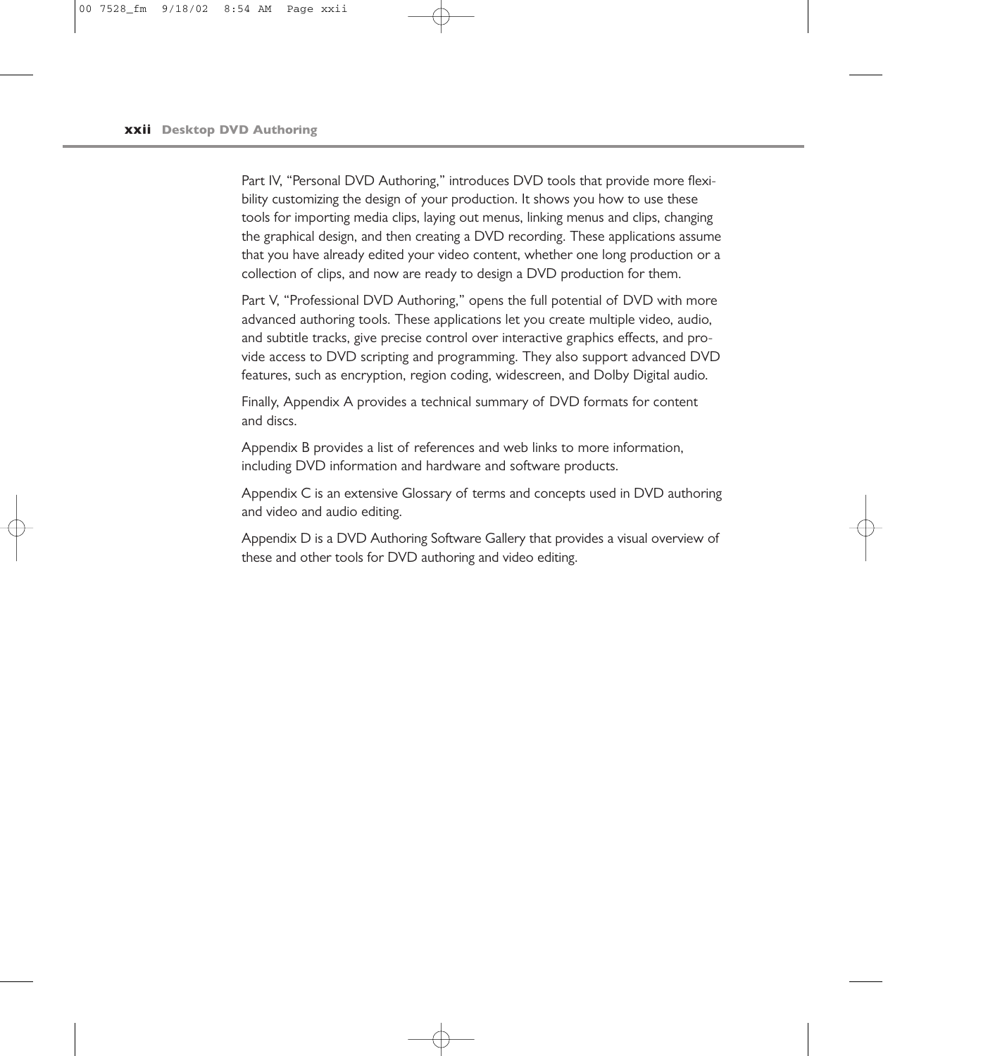Part IV, "Personal DVD Authoring," introduces DVD tools that provide more flexibility customizing the design of your production. It shows you how to use these tools for importing media clips, laying out menus, linking menus and clips, changing the graphical design, and then creating a DVD recording. These applications assume that you have already edited your video content, whether one long production or a collection of clips, and now are ready to design a DVD production for them.

Part V, "Professional DVD Authoring," opens the full potential of DVD with more advanced authoring tools. These applications let you create multiple video, audio, and subtitle tracks, give precise control over interactive graphics effects, and provide access to DVD scripting and programming. They also support advanced DVD features, such as encryption, region coding, widescreen, and Dolby Digital audio.

Finally, Appendix A provides a technical summary of DVD formats for content and discs.

Appendix B provides a list of references and web links to more information, including DVD information and hardware and software products.

Appendix C is an extensive Glossary of terms and concepts used in DVD authoring and video and audio editing.

Appendix D is a DVD Authoring Software Gallery that provides a visual overview of these and other tools for DVD authoring and video editing.